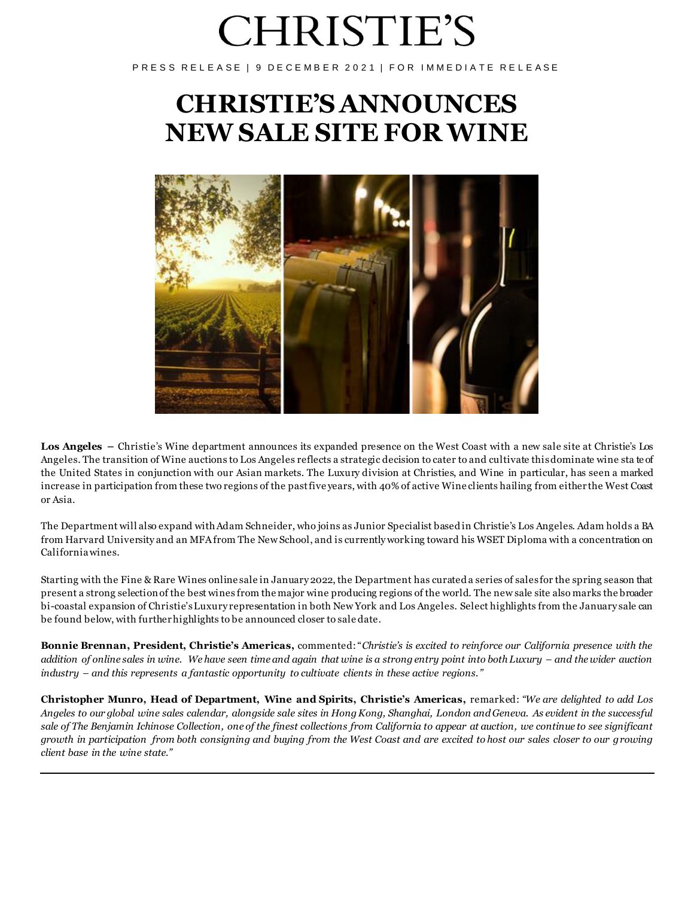# CHRISTIE'S

PRESS RELEASE | 9 DECEMBER 2021 | FOR IMMEDIATE RELEASE

# CHRISTIE'S ANNOUNCES NEW SALE SITE FOR WINE

**Los Angeles –** Christie's Wine department announces its expanded presence on the West Coast with a new sale site at Christie's Los Angeles. The transition of Wine auctions to Los Angeles reflects a strategic decision to cater to and cultivate this dominate wine state of the United States in conjunction with our Asian markets. The Luxury division at Christies, and Wine in particular, has seen a marked increase in participation from these two regions of the past five years, with 40% of active Wine clients hailing from either the West Coast or Asia.

The Department will also expand with Adam Schneider, who joins as Junior Specialist based in Christie's Los Angeles. Adam holds a BA from Harvard University and an MFA from The New School, and is currently working toward his WSET Diploma with a concentration on California wines.

Starting with the Fine & Rare Wines online sale in January 2022, the Department has curated a series of sales for the spring season that present a strong selection of the best wines from the major wine producing regions of the world. The new sale site also marks the broader bi-coastal expansion of Christie's Luxury representation in both New York and Los Angeles. Select highlights from the January sale can be found below, with further highlights to be announced closer to sale date.

**Bonnie Brennan, President, Christie's Americas,** commented: "*Christie's is excited to reinforce our California presence with the addition of online sales in wine. We have seen time and again that wine is a strong entry point into both Luxury – and the wider auction industry – and this represents a fantastic opportunity to cultivate clients in these active regions.*"

**Christopher Munro, Head of Department, Wine and Spirits, Christie's Americas,** remarked: *"We are delighted to add Los Angeles to our global wine sales calendar, alongside sale sites in Hong Kong, Shanghai, London and Geneva. As evident in the successful sale of The Benjamin Ichinose Collection, one of the finest collections from California to appear at auction, we continue to see significant growth in participation from both consigning and buying from the West Coast and are excited to host our sales closer to our growing client base in the wine state."*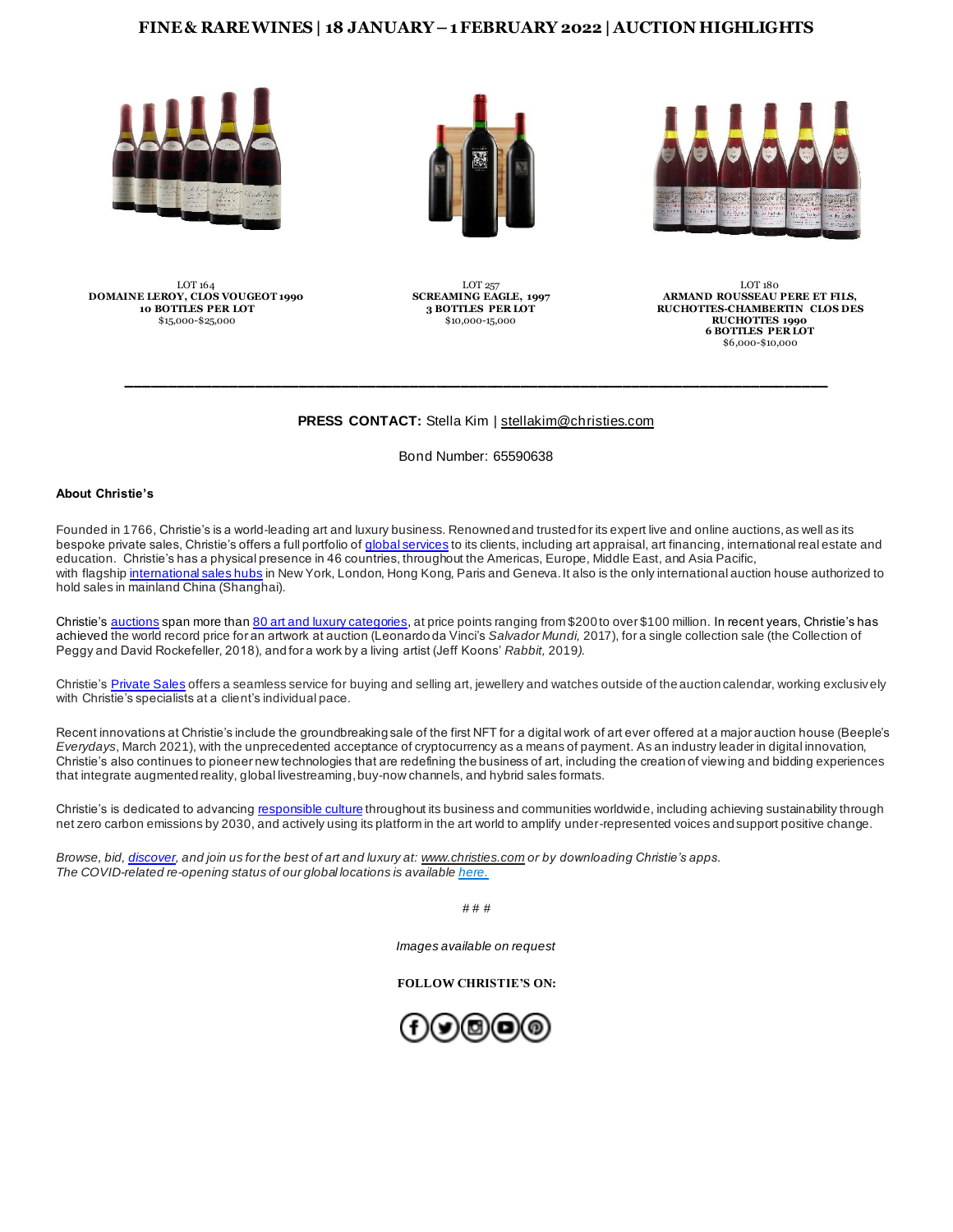**FINE & RARE WINES | 18 JANUARY – 1 FEBRUARY 2022 | AUCTION HIGHLIGHTS**

LOT 164
**DOMAINE LEROY, CLOS VOUGEOT 1990**
**10 BOTTLES PER LOT**
$15,000-$25,000

LOT 257
**SCREAMING EAGLE, 1997**
**3 BOTTLES PER LOT**
$10,000-15,000

LOT 180
**ARMAND ROUSSEAU PERE ET FILS, RUCHOTTES-CHAMBERTIN CLOS DES RUCHOTTES 1990**
**6 BOTTLES PER LOT**
$6,000-$10,000

---

**PRESS CONTACT:** Stella Kim | stellakim@christies.com

Bond Number: 65590638

**About Christie's**

Founded in 1766, Christie's is a world-leading art and luxury business. Renowned and trusted for its expert live and online auctions, as well as its bespoke private sales, Christie's offers a full portfolio of global services to its clients, including art appraisal, art financing, international real estate and education. Christie's has a physical presence in 46 countries, throughout the Americas, Europe, Middle East, and Asia Pacific, with flagship international sales hubs in New York, London, Hong Kong, Paris and Geneva. It also is the only international auction house authorized to hold sales in mainland China (Shanghai).

Christie's auctions span more than 80 art and luxury categories, at price points ranging from $200 to over $100 million. In recent years, Christie's has achieved the world record price for an artwork at auction (Leonardo da Vinci's *Salvador Mundi,* 2017), for a single collection sale (the Collection of Peggy and David Rockefeller, 2018), and for a work by a living artist (Jeff Koons' *Rabbit,* 2019).

Christie's Private Sales offers a seamless service for buying and selling art, jewellery and watches outside of the auction calendar, working exclusively with Christie's specialists at a client's individual pace.

Recent innovations at Christie's include the groundbreaking sale of the first NFT for a digital work of art ever offered at a major auction house (Beeple's *Everydays*, March 2021), with the unprecedented acceptance of cryptocurrency as a means of payment. As an industry leader in digital innovation, Christie's also continues to pioneer new technologies that are redefining the business of art, including the creation of viewing and bidding experiences that integrate augmented reality, global livestreaming, buy-now channels, and hybrid sales formats.

Christie's is dedicated to advancing responsible culture throughout its business and communities worldwide, including achieving sustainability through net zero carbon emissions by 2030, and actively using its platform in the art world to amplify under-represented voices and support positive change.

*Browse, bid, discover, and join us for the best of art and luxury at: www.christies.com or by downloading Christie's apps.*
*The COVID-related re-opening status of our global locations is available here.*

# # #

*Images available on request*

**FOLLOW CHRISTIE'S ON:**